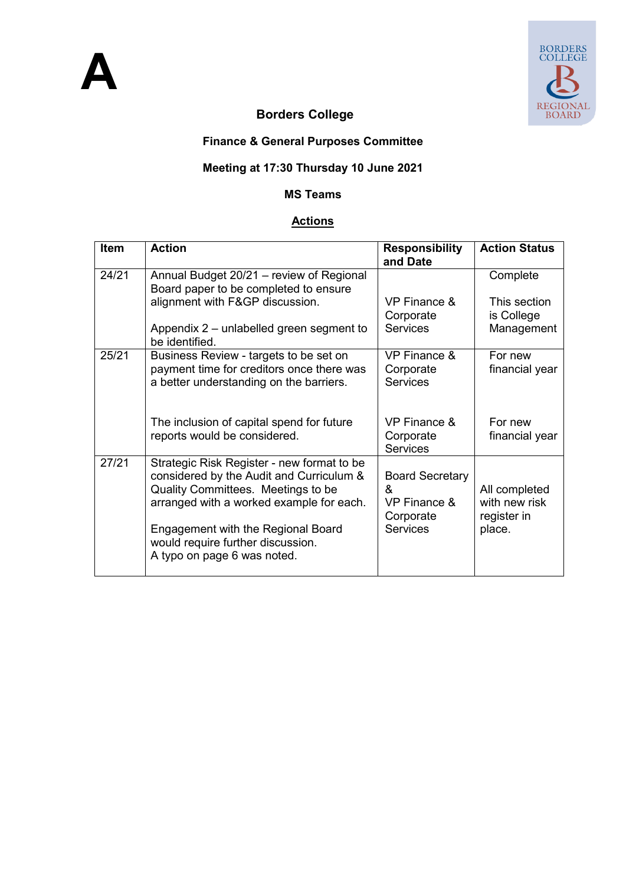# A

**Borders College**

**Finance & General Purposes Committee**

**Meeting at 17:30 Thursday 10 June 2021**

**MS Teams**

**Actions**

| Item | Action | Responsibility and Date | Action Status |
|---|---|---|---|
| 24/21 | Annual Budget 20/21 – review of Regional Board paper to be completed to ensure alignment with F&GP discussion.<br><br>Appendix 2 – unlabelled green segment to be identified. | VP Finance & Corporate Services | Complete<br><br>This section is College Management |
| 25/21 | Business Review - targets to be set on payment time for creditors once there was a better understanding on the barriers.<br><br>The inclusion of capital spend for future reports would be considered. | VP Finance & Corporate Services<br><br>VP Finance & Corporate Services | For new financial year<br><br>For new financial year |
| 27/21 | Strategic Risk Register - new format to be considered by the Audit and Curriculum & Quality Committees. Meetings to be arranged with a worked example for each.<br><br>Engagement with the Regional Board would require further discussion.<br>A typo on page 6 was noted. | Board Secretary & VP Finance & Corporate Services | All completed with new risk register in place. |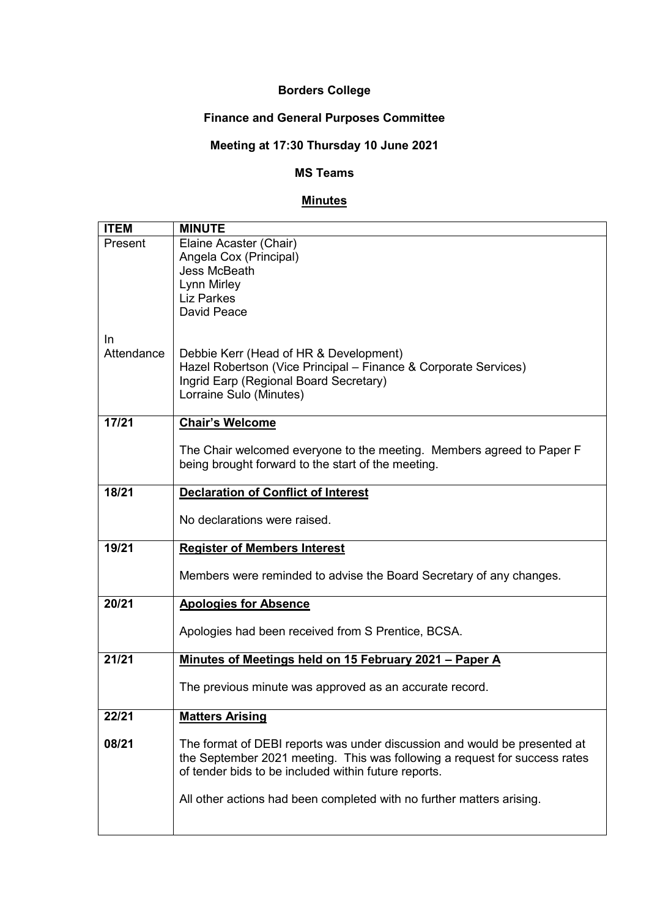**Borders College**

**Finance and General Purposes Committee**

**Meeting at 17:30 Thursday 10 June 2021**

**MS Teams**

**Minutes**

| ITEM | MINUTE |
|---|---|
| Present | Elaine Acaster (Chair)<br>Angela Cox (Principal)<br>Jess McBeath<br>Lynn Mirley<br>Liz Parkes<br>David Peace |
| In Attendance | Debbie Kerr (Head of HR & Development)<br>Hazel Robertson (Vice Principal – Finance & Corporate Services)<br>Ingrid Earp (Regional Board Secretary)<br>Lorraine Sulo (Minutes) |
| 17/21 | **Chair's Welcome**<br><br>The Chair welcomed everyone to the meeting. Members agreed to Paper F being brought forward to the start of the meeting. |
| 18/21 | **Declaration of Conflict of Interest**<br><br>No declarations were raised. |
| 19/21 | **Register of Members Interest**<br><br>Members were reminded to advise the Board Secretary of any changes. |
| 20/21 | **Apologies for Absence**<br><br>Apologies had been received from S Prentice, BCSA. |
| 21/21 | **Minutes of Meetings held on 15 February 2021 – Paper A**<br><br>The previous minute was approved as an accurate record. |
| 22/21 | **Matters Arising** |
| 08/21 | The format of DEBI reports was under discussion and would be presented at the September 2021 meeting. This was following a request for success rates of tender bids to be included within future reports.<br><br>All other actions had been completed with no further matters arising. |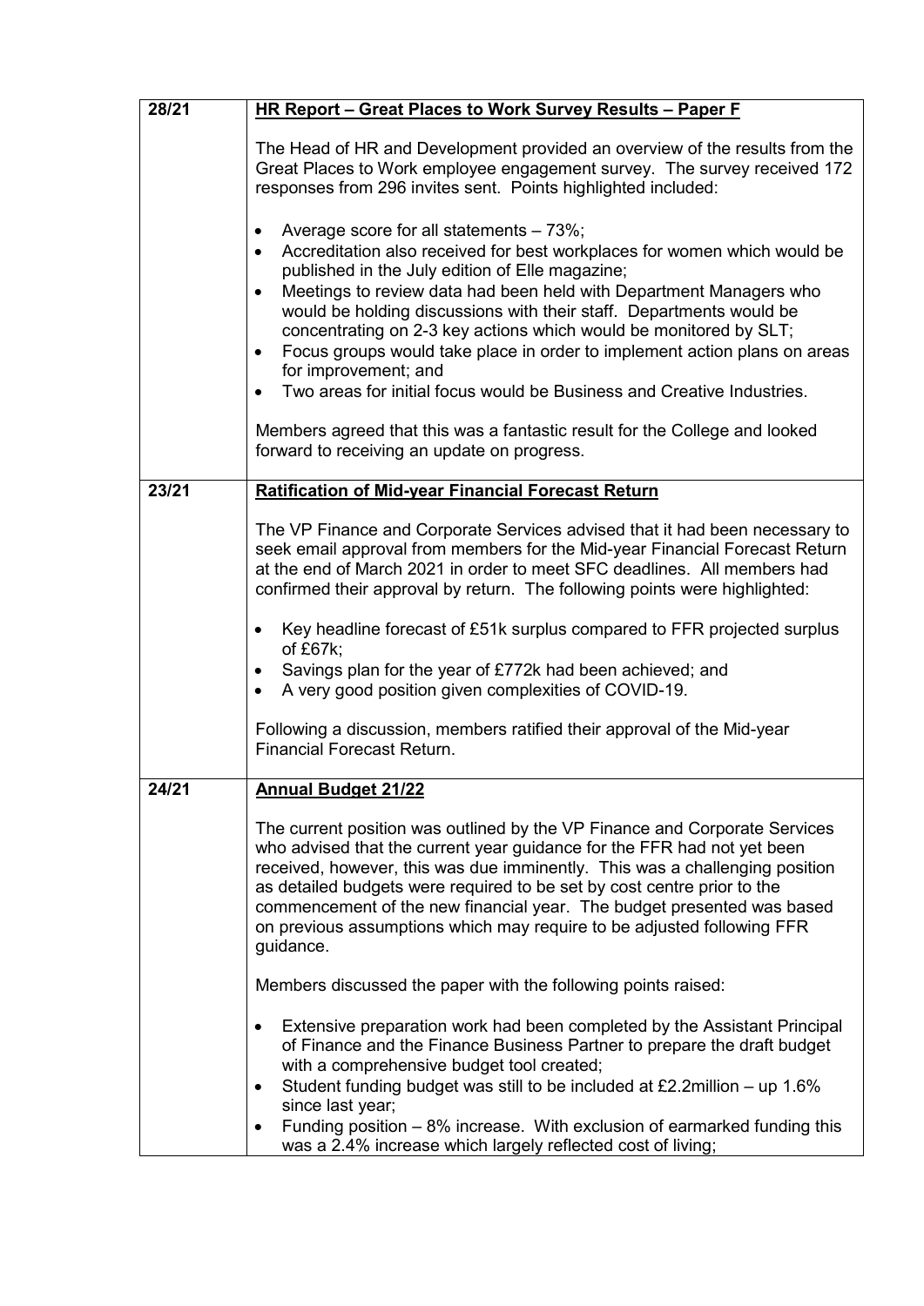| | |
|---|---|
| 28/21 | **HR Report – Great Places to Work Survey Results – Paper F**<br><br>The Head of HR and Development provided an overview of the results from the Great Places to Work employee engagement survey. The survey received 172 responses from 296 invites sent. Points highlighted included:<br><br>• Average score for all statements – 73%;<br>• Accreditation also received for best workplaces for women which would be published in the July edition of Elle magazine;<br>• Meetings to review data had been held with Department Managers who would be holding discussions with their staff. Departments would be concentrating on 2-3 key actions which would be monitored by SLT;<br>• Focus groups would take place in order to implement action plans on areas for improvement; and<br>• Two areas for initial focus would be Business and Creative Industries.<br><br>Members agreed that this was a fantastic result for the College and looked forward to receiving an update on progress. |
| 23/21 | **Ratification of Mid-year Financial Forecast Return**<br><br>The VP Finance and Corporate Services advised that it had been necessary to seek email approval from members for the Mid-year Financial Forecast Return at the end of March 2021 in order to meet SFC deadlines. All members had confirmed their approval by return. The following points were highlighted:<br><br>• Key headline forecast of £51k surplus compared to FFR projected surplus of £67k;<br>• Savings plan for the year of £772k had been achieved; and<br>• A very good position given complexities of COVID-19.<br><br>Following a discussion, members ratified their approval of the Mid-year Financial Forecast Return. |
| 24/21 | **Annual Budget 21/22**<br><br>The current position was outlined by the VP Finance and Corporate Services who advised that the current year guidance for the FFR had not yet been received, however, this was due imminently. This was a challenging position as detailed budgets were required to be set by cost centre prior to the commencement of the new financial year. The budget presented was based on previous assumptions which may require to be adjusted following FFR guidance.<br><br>Members discussed the paper with the following points raised:<br><br>• Extensive preparation work had been completed by the Assistant Principal of Finance and the Finance Business Partner to prepare the draft budget with a comprehensive budget tool created;<br>• Student funding budget was still to be included at £2.2million – up 1.6% since last year;<br>• Funding position – 8% increase. With exclusion of earmarked funding this was a 2.4% increase which largely reflected cost of living; |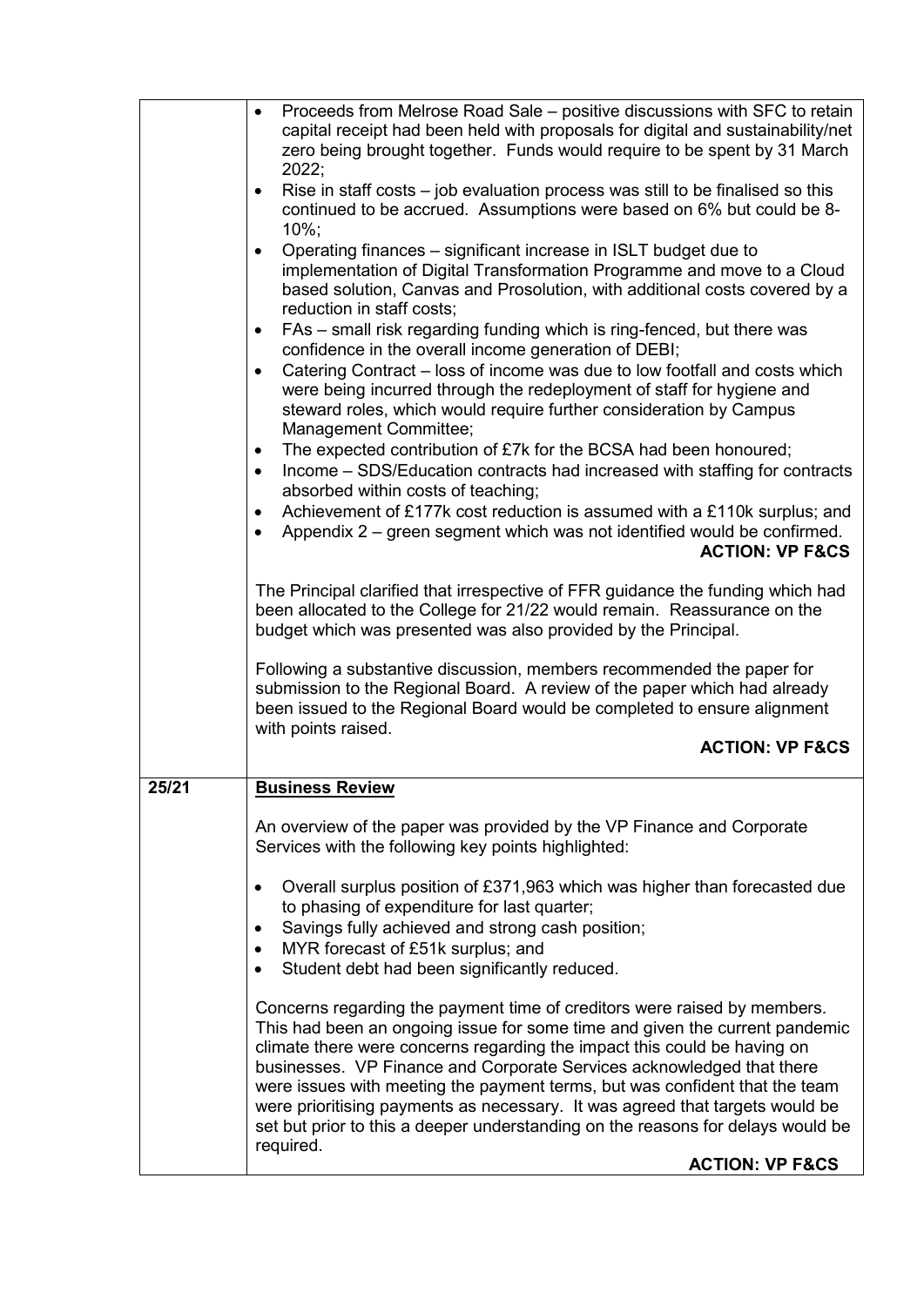| | |
|---|---|
| | • Proceeds from Melrose Road Sale – positive discussions with SFC to retain capital receipt had been held with proposals for digital and sustainability/net zero being brought together. Funds would require to be spent by 31 March 2022;<br>• Rise in staff costs – job evaluation process was still to be finalised so this continued to be accrued. Assumptions were based on 6% but could be 8-10%;<br>• Operating finances – significant increase in ISLT budget due to implementation of Digital Transformation Programme and move to a Cloud based solution, Canvas and Prosolution, with additional costs covered by a reduction in staff costs;<br>• FAs – small risk regarding funding which is ring-fenced, but there was confidence in the overall income generation of DEBI;<br>• Catering Contract – loss of income was due to low footfall and costs which were being incurred through the redeployment of staff for hygiene and steward roles, which would require further consideration by Campus Management Committee;<br>• The expected contribution of £7k for the BCSA had been honoured;<br>• Income – SDS/Education contracts had increased with staffing for contracts absorbed within costs of teaching;<br>• Achievement of £177k cost reduction is assumed with a £110k surplus; and<br>• Appendix 2 – green segment which was not identified would be confirmed.<br>**ACTION: VP F&CS**<br><br>The Principal clarified that irrespective of FFR guidance the funding which had been allocated to the College for 21/22 would remain. Reassurance on the budget which was presented was also provided by the Principal.<br><br>Following a substantive discussion, members recommended the paper for submission to the Regional Board. A review of the paper which had already been issued to the Regional Board would be completed to ensure alignment with points raised.<br>**ACTION: VP F&CS** |
| **25/21** | **Business Review**<br><br>An overview of the paper was provided by the VP Finance and Corporate Services with the following key points highlighted:<br><br>• Overall surplus position of £371,963 which was higher than forecasted due to phasing of expenditure for last quarter;<br>• Savings fully achieved and strong cash position;<br>• MYR forecast of £51k surplus; and<br>• Student debt had been significantly reduced.<br><br>Concerns regarding the payment time of creditors were raised by members. This had been an ongoing issue for some time and given the current pandemic climate there were concerns regarding the impact this could be having on businesses. VP Finance and Corporate Services acknowledged that there were issues with meeting the payment terms, but was confident that the team were prioritising payments as necessary. It was agreed that targets would be set but prior to this a deeper understanding on the reasons for delays would be required.<br>**ACTION: VP F&CS** |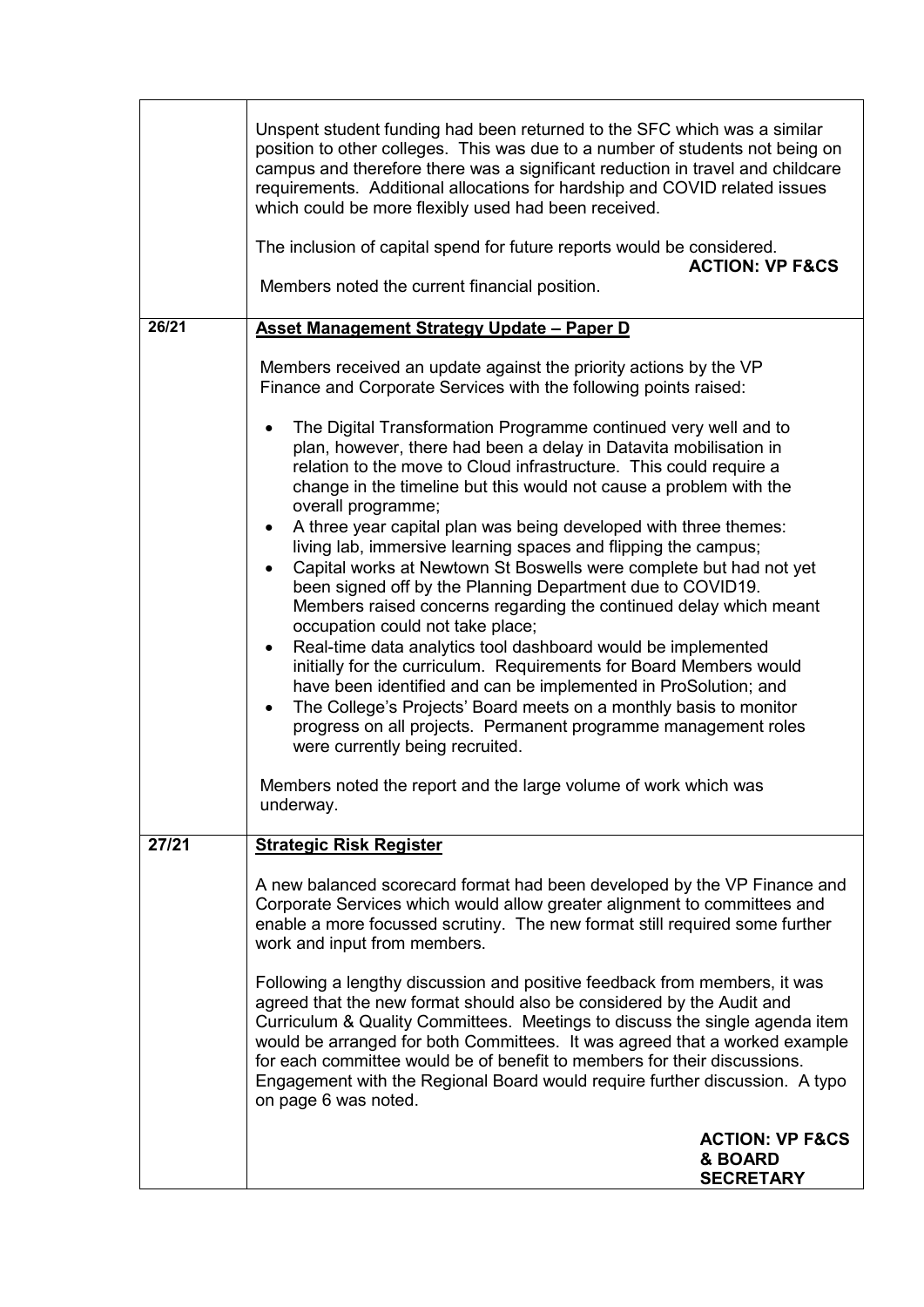|  |  |
|---|---|
|  | Unspent student funding had been returned to the SFC which was a similar position to other colleges. This was due to a number of students not being on campus and therefore there was a significant reduction in travel and childcare requirements. Additional allocations for hardship and COVID related issues which could be more flexibly used had been received.<br><br>The inclusion of capital spend for future reports would be considered.<br>**ACTION: VP F&CS**<br><br>Members noted the current financial position. |
| **26/21** | **Asset Management Strategy Update – Paper D**<br><br>Members received an update against the priority actions by the VP Finance and Corporate Services with the following points raised:<br><br>• The Digital Transformation Programme continued very well and to plan, however, there had been a delay in Datavita mobilisation in relation to the move to Cloud infrastructure. This could require a change in the timeline but this would not cause a problem with the overall programme;<br>• A three year capital plan was being developed with three themes: living lab, immersive learning spaces and flipping the campus;<br>• Capital works at Newtown St Boswells were complete but had not yet been signed off by the Planning Department due to COVID19. Members raised concerns regarding the continued delay which meant occupation could not take place;<br>• Real-time data analytics tool dashboard would be implemented initially for the curriculum. Requirements for Board Members would have been identified and can be implemented in ProSolution; and<br>• The College's Projects' Board meets on a monthly basis to monitor progress on all projects. Permanent programme management roles were currently being recruited.<br><br>Members noted the report and the large volume of work which was underway. |
| **27/21** | **Strategic Risk Register**<br><br>A new balanced scorecard format had been developed by the VP Finance and Corporate Services which would allow greater alignment to committees and enable a more focussed scrutiny. The new format still required some further work and input from members.<br><br>Following a lengthy discussion and positive feedback from members, it was agreed that the new format should also be considered by the Audit and Curriculum & Quality Committees. Meetings to discuss the single agenda item would be arranged for both Committees. It was agreed that a worked example for each committee would be of benefit to members for their discussions. Engagement with the Regional Board would require further discussion. A typo on page 6 was noted.<br><br>**ACTION: VP F&CS & BOARD SECRETARY** |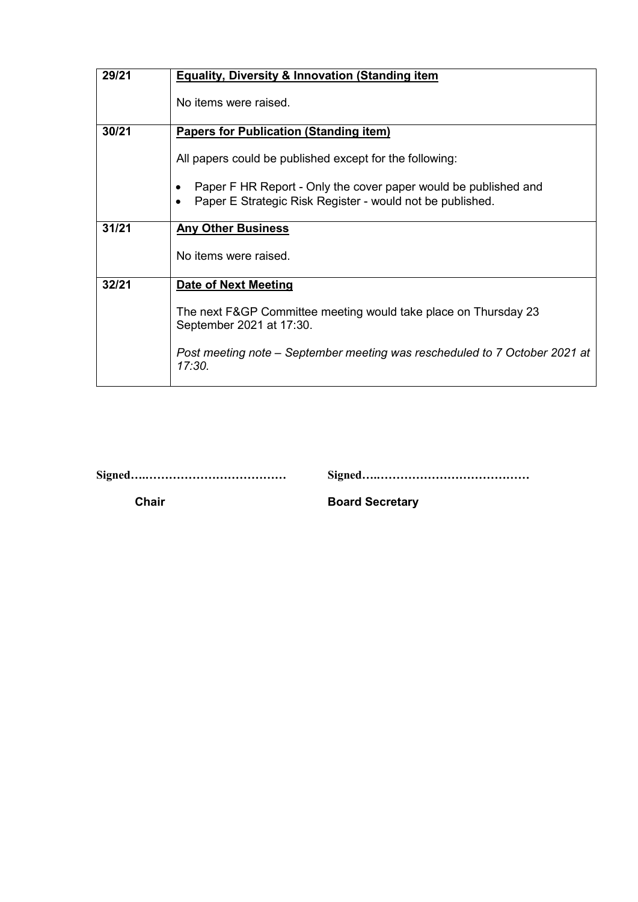| | |
|---|---|
| 29/21 | **Equality, Diversity & Innovation (Standing item**<br><br>No items were raised. |
| 30/21 | **Papers for Publication (Standing item)**<br><br>All papers could be published except for the following:<br><br>• Paper F HR Report - Only the cover paper would be published and<br>• Paper E Strategic Risk Register - would not be published. |
| 31/21 | **Any Other Business**<br><br>No items were raised. |
| 32/21 | **Date of Next Meeting**<br><br>The next F&GP Committee meeting would take place on Thursday 23 September 2021 at 17:30.<br><br>*Post meeting note – September meeting was rescheduled to 7 October 2021 at 17:30.* |

**Signed…..………………………………** **Signed…..…………………………………**

**Chair** **Board Secretary**